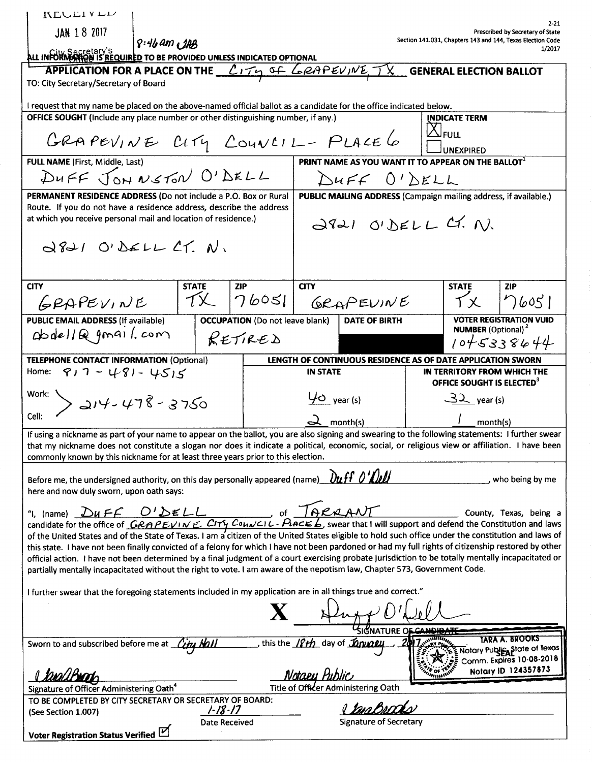RECEIVED

JAN 18 2017

8:46 am JAB

City Secretary's Office

2-21
Prescribed by Secretary of State
Section 141.031, Chapters 143 and 144, Texas Election Code
1/2017

ALL INFORMATION IS REQUIRED TO BE PROVIDED UNLESS INDICATED OPTIONAL

## APPLICATION FOR A PLACE ON THE CITY OF GRAPEVINE, TX GENERAL ELECTION BALLOT

TO: City Secretary/Secretary of Board

I request that my name be placed on the above-named official ballot as a candidate for the office indicated below.

| OFFICE SOUGHT (Include any place number or other distinguishing number, if any.) | INDICATE TERM |
|---|---|
| GRAPEVINE CITY COUNCIL - PLACE 6 | [X] FULL<br>[ ] UNEXPIRED |

| FULL NAME (First, Middle, Last) | PRINT NAME AS YOU WANT IT TO APPEAR ON THE BALLOT[1] |
|---|---|
| DUFF JOHNSTON O'DELL | DUFF O'DELL |

| PERMANENT RESIDENCE ADDRESS (Do not include a P.O. Box or Rural Route. If you do not have a residence address, describe the address at which you receive personal mail and location of residence.) | PUBLIC MAILING ADDRESS (Campaign mailing address, if available.) |
|---|---|
| 2821 O'DELL CT. N. | 2821 O'DELL CT. N. |

| CITY | STATE | ZIP | CITY | STATE | ZIP |
|---|---|---|---|---|---|
| GRAPEVINE | TX | 76051 | GRAPEVINE | TX | 76051 |

| PUBLIC EMAIL ADDRESS (If available) | OCCUPATION (Do not leave blank) | DATE OF BIRTH | VOTER REGISTRATION VUID NUMBER (Optional)[2] |
|---|---|---|---|
| dodell@gmail.com | RETIRED | [redacted] | 1045338644 |

| TELEPHONE CONTACT INFORMATION (Optional) | LENGTH OF CONTINUOUS RESIDENCE AS OF DATE APPLICATION SWORN | |
|---|---|---|
| | IN STATE | IN TERRITORY FROM WHICH THE OFFICE SOUGHT IS ELECTED[3] |
| Home: 817-481-4515<br>Work: 214-478-3750<br>Cell: (same as work) | 40 year(s)<br>2 month(s) | 32 year(s)<br>1 month(s) |

If using a nickname as part of your name to appear on the ballot, you are also signing and swearing to the following statements: I further swear that my nickname does not constitute a slogan nor does it indicate a political, economic, social, or religious view or affiliation. I have been commonly known by this nickname for at least three years prior to this election.

Before me, the undersigned authority, on this day personally appeared (name) Duff O'Dell, who being by me here and now duly sworn, upon oath says:

"I, (name) DUFF O'DELL, of TARRANT County, Texas, being a candidate for the office of GRAPEVINE CITY COUNCIL - PLACE 6, swear that I will support and defend the Constitution and laws of the United States and of the State of Texas. I am a citizen of the United States eligible to hold such office under the constitution and laws of this state. I have not been finally convicted of a felony for which I have not been pardoned or had my full rights of citizenship restored by other official action. I have not been determined by a final judgment of a court exercising probate jurisdiction to be totally mentally incapacitated or partially mentally incapacitated without the right to vote. I am aware of the nepotism law, Chapter 573, Government Code.

I further swear that the foregoing statements included in my application are in all things true and correct."

X Duff O'Dell
SIGNATURE OF CANDIDATE

Sworn to and subscribed before me at City Hall, this the 18th day of January, 2017.

SEAL: TARA A. BROOKS, Notary Public, State of Texas, Comm. Expires 10-08-2018, Notary ID 124357873

Tara Brooks
Signature of Officer Administering Oath[4]

Notary Public
Title of Officer Administering Oath

TO BE COMPLETED BY CITY SECRETARY OR SECRETARY OF BOARD:
(See Section 1.007)

1-18-17
Date Received

Tara Brooks
Signature of Secretary

Voter Registration Status Verified [X]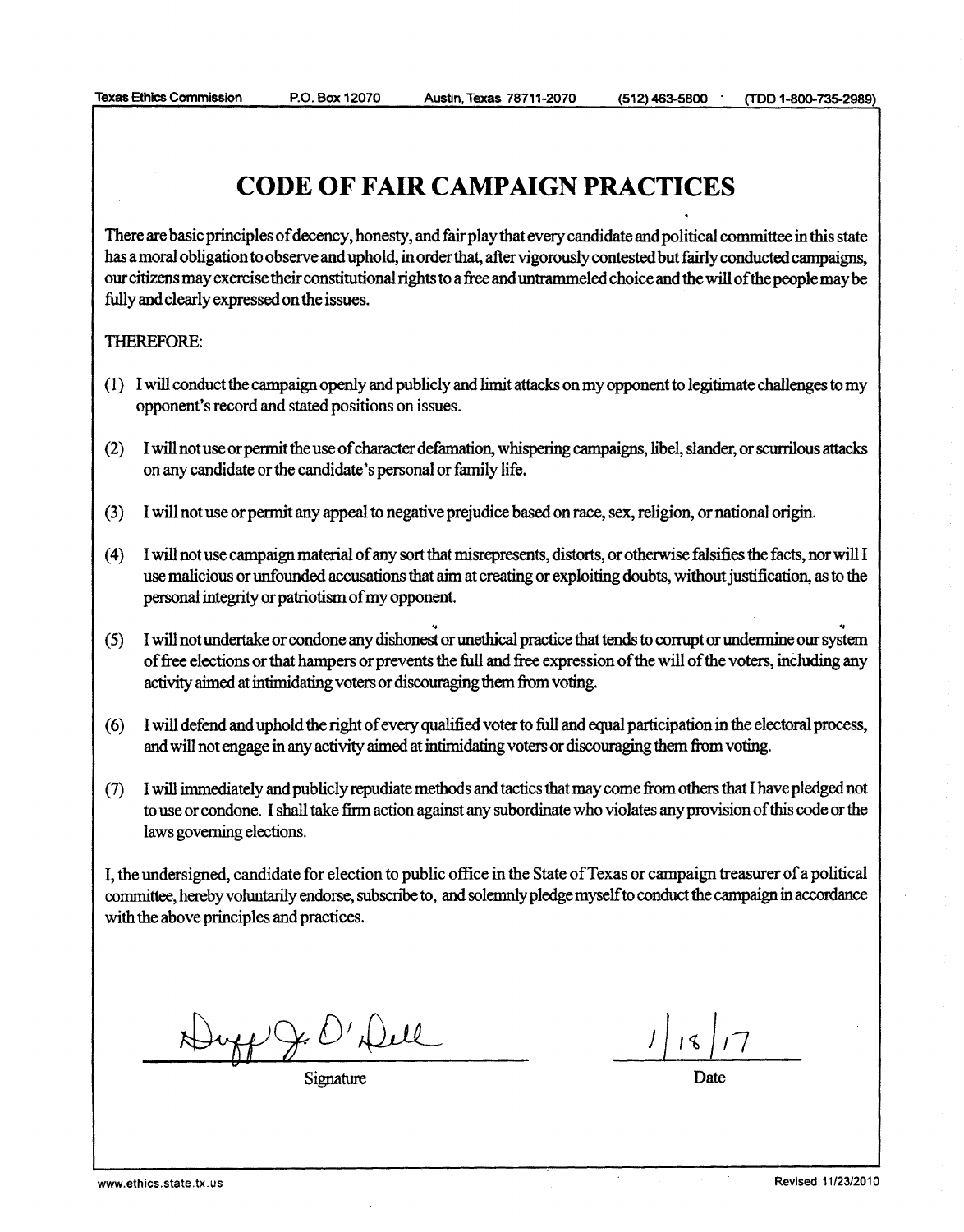Texas Ethics Commission P.O. Box 12070 Austin, Texas 78711-2070 (512) 463-5800 (TDD 1-800-735-2989)

# CODE OF FAIR CAMPAIGN PRACTICES

There are basic principles of decency, honesty, and fair play that every candidate and political committee in this state has a moral obligation to observe and uphold, in order that, after vigorously contested but fairly conducted campaigns, our citizens may exercise their constitutional rights to a free and untrammeled choice and the will of the people may be fully and clearly expressed on the issues.

THEREFORE:

(1) I will conduct the campaign openly and publicly and limit attacks on my opponent to legitimate challenges to my opponent's record and stated positions on issues.

(2) I will not use or permit the use of character defamation, whispering campaigns, libel, slander, or scurrilous attacks on any candidate or the candidate's personal or family life.

(3) I will not use or permit any appeal to negative prejudice based on race, sex, religion, or national origin.

(4) I will not use campaign material of any sort that misrepresents, distorts, or otherwise falsifies the facts, nor will I use malicious or unfounded accusations that aim at creating or exploiting doubts, without justification, as to the personal integrity or patriotism of my opponent.

(5) I will not undertake or condone any dishonest or unethical practice that tends to corrupt or undermine our system of free elections or that hampers or prevents the full and free expression of the will of the voters, including any activity aimed at intimidating voters or discouraging them from voting.

(6) I will defend and uphold the right of every qualified voter to full and equal participation in the electoral process, and will not engage in any activity aimed at intimidating voters or discouraging them from voting.

(7) I will immediately and publicly repudiate methods and tactics that may come from others that I have pledged not to use or condone. I shall take firm action against any subordinate who violates any provision of this code or the laws governing elections.

I, the undersigned, candidate for election to public office in the State of Texas or campaign treasurer of a political committee, hereby voluntarily endorse, subscribe to, and solemnly pledge myself to conduct the campaign in accordance with the above principles and practices.

Duff J. O'Dell — 1/18/17

Signature — Date

www.ethics.state.tx.us — Revised 11/23/2010